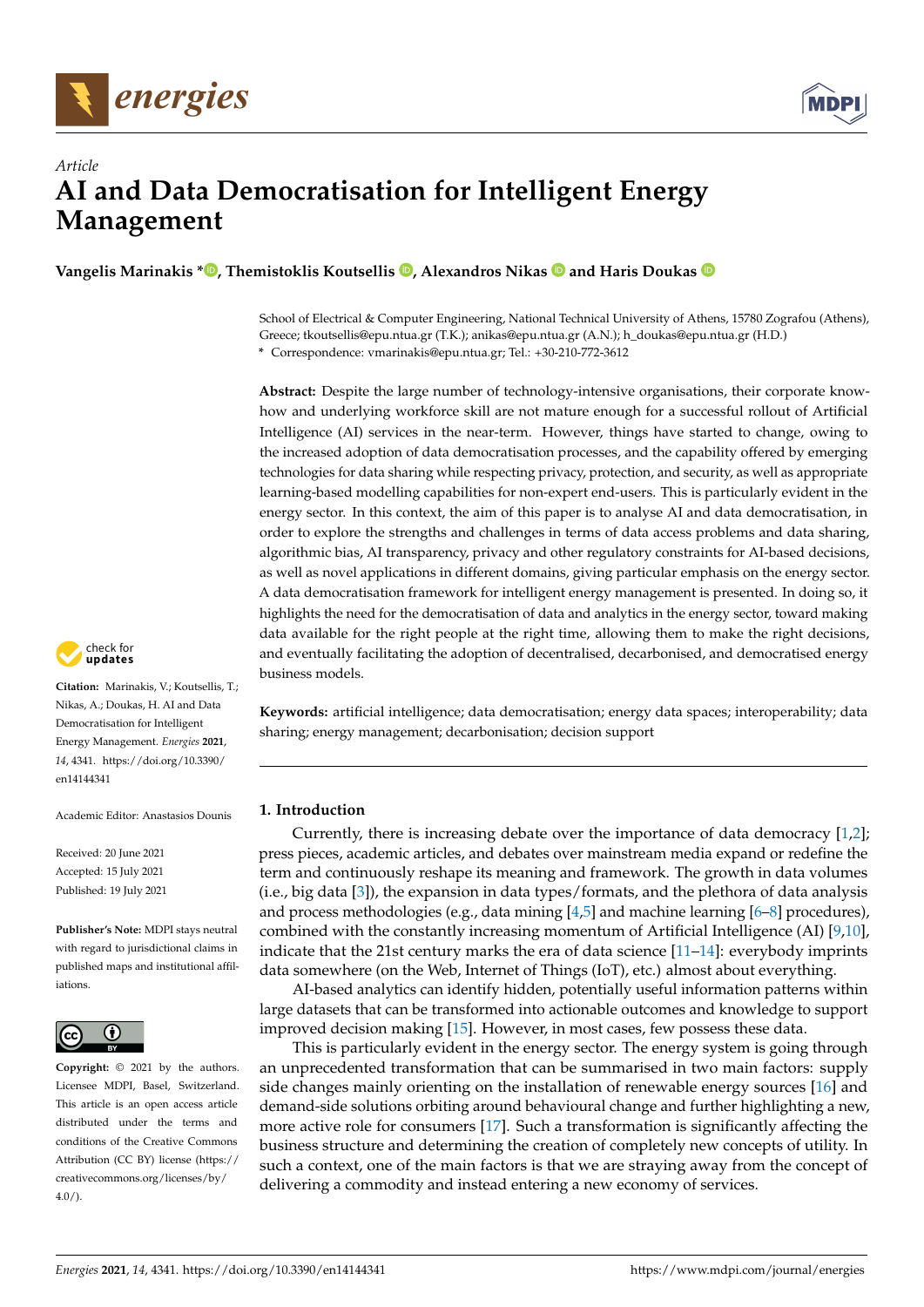*Article*

# AI and Data Democratisation for Intelligent Energy Management

**Vangelis Marinakis \*, Themistoklis Koutsellis, Alexandros Nikas and Haris Doukas**

School of Electrical & Computer Engineering, National Technical University of Athens, 15780 Zografou (Athens), Greece; tkoutsellis@epu.ntua.gr (T.K.); anikas@epu.ntua.gr (A.N.); h_doukas@epu.ntua.gr (H.D.)
\* Correspondence: vmarinakis@epu.ntua.gr; Tel.: +30-210-772-3612

**Abstract:** Despite the large number of technology-intensive organisations, their corporate know-how and underlying workforce skill are not mature enough for a successful rollout of Artificial Intelligence (AI) services in the near-term. However, things have started to change, owing to the increased adoption of data democratisation processes, and the capability offered by emerging technologies for data sharing while respecting privacy, protection, and security, as well as appropriate learning-based modelling capabilities for non-expert end-users. This is particularly evident in the energy sector. In this context, the aim of this paper is to analyse AI and data democratisation, in order to explore the strengths and challenges in terms of data access problems and data sharing, algorithmic bias, AI transparency, privacy and other regulatory constraints for AI-based decisions, as well as novel applications in different domains, giving particular emphasis on the energy sector. A data democratisation framework for intelligent energy management is presented. In doing so, it highlights the need for the democratisation of data and analytics in the energy sector, toward making data available for the right people at the right time, allowing them to make the right decisions, and eventually facilitating the adoption of decentralised, decarbonised, and democratised energy business models.

**Keywords:** artificial intelligence; data democratisation; energy data spaces; interoperability; data sharing; energy management; decarbonisation; decision support

**Citation:** Marinakis, V.; Koutsellis, T.; Nikas, A.; Doukas, H. AI and Data Democratisation for Intelligent Energy Management. *Energies* **2021**, *14*, 4341. https://doi.org/10.3390/en14144341

Academic Editor: Anastasios Dounis

Received: 20 June 2021
Accepted: 15 July 2021
Published: 19 July 2021

**Publisher's Note:** MDPI stays neutral with regard to jurisdictional claims in published maps and institutional affiliations.

**Copyright:** © 2021 by the authors. Licensee MDPI, Basel, Switzerland. This article is an open access article distributed under the terms and conditions of the Creative Commons Attribution (CC BY) license (https://creativecommons.org/licenses/by/4.0/).

## 1. Introduction

Currently, there is increasing debate over the importance of data democracy [1,2]; press pieces, academic articles, and debates over mainstream media expand or redefine the term and continuously reshape its meaning and framework. The growth in data volumes (i.e., big data [3]), the expansion in data types/formats, and the plethora of data analysis and process methodologies (e.g., data mining [4,5] and machine learning [6–8] procedures), combined with the constantly increasing momentum of Artificial Intelligence (AI) [9,10], indicate that the 21st century marks the era of data science [11–14]: everybody imprints data somewhere (on the Web, Internet of Things (IoT), etc.) almost about everything.

AI-based analytics can identify hidden, potentially useful information patterns within large datasets that can be transformed into actionable outcomes and knowledge to support improved decision making [15]. However, in most cases, few possess these data.

This is particularly evident in the energy sector. The energy system is going through an unprecedented transformation that can be summarised in two main factors: supply side changes mainly orienting on the installation of renewable energy sources [16] and demand-side solutions orbiting around behavioural change and further highlighting a new, more active role for consumers [17]. Such a transformation is significantly affecting the business structure and determining the creation of completely new concepts of utility. In such a context, one of the main factors is that we are straying away from the concept of delivering a commodity and instead entering a new economy of services.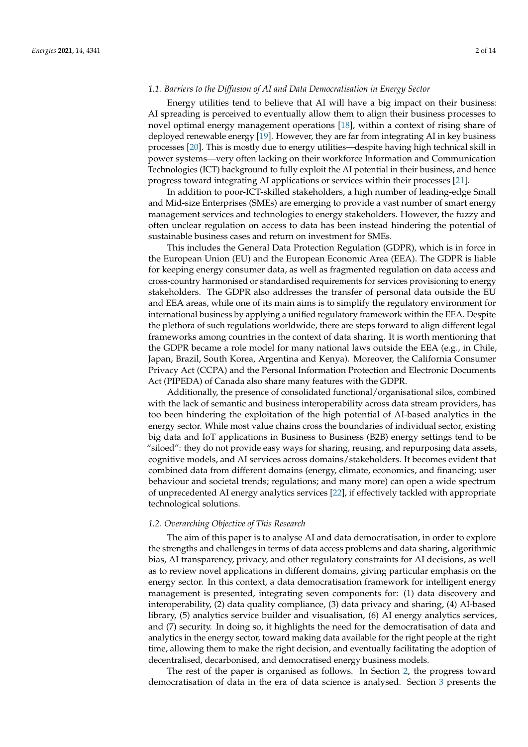### 1.1. Barriers to the Diffusion of AI and Data Democratisation in Energy Sector

Energy utilities tend to believe that AI will have a big impact on their business: AI spreading is perceived to eventually allow them to align their business processes to novel optimal energy management operations [18], within a context of rising share of deployed renewable energy [19]. However, they are far from integrating AI in key business processes [20]. This is mostly due to energy utilities—despite having high technical skill in power systems—very often lacking on their workforce Information and Communication Technologies (ICT) background to fully exploit the AI potential in their business, and hence progress toward integrating AI applications or services within their processes [21].

In addition to poor-ICT-skilled stakeholders, a high number of leading-edge Small and Mid-size Enterprises (SMEs) are emerging to provide a vast number of smart energy management services and technologies to energy stakeholders. However, the fuzzy and often unclear regulation on access to data has been instead hindering the potential of sustainable business cases and return on investment for SMEs.

This includes the General Data Protection Regulation (GDPR), which is in force in the European Union (EU) and the European Economic Area (EEA). The GDPR is liable for keeping energy consumer data, as well as fragmented regulation on data access and cross-country harmonised or standardised requirements for services provisioning to energy stakeholders. The GDPR also addresses the transfer of personal data outside the EU and EEA areas, while one of its main aims is to simplify the regulatory environment for international business by applying a unified regulatory framework within the EEA. Despite the plethora of such regulations worldwide, there are steps forward to align different legal frameworks among countries in the context of data sharing. It is worth mentioning that the GDPR became a role model for many national laws outside the EEA (e.g., in Chile, Japan, Brazil, South Korea, Argentina and Kenya). Moreover, the California Consumer Privacy Act (CCPA) and the Personal Information Protection and Electronic Documents Act (PIPEDA) of Canada also share many features with the GDPR.

Additionally, the presence of consolidated functional/organisational silos, combined with the lack of semantic and business interoperability across data stream providers, has too been hindering the exploitation of the high potential of AI-based analytics in the energy sector. While most value chains cross the boundaries of individual sector, existing big data and IoT applications in Business to Business (B2B) energy settings tend to be "siloed": they do not provide easy ways for sharing, reusing, and repurposing data assets, cognitive models, and AI services across domains/stakeholders. It becomes evident that combined data from different domains (energy, climate, economics, and financing; user behaviour and societal trends; regulations; and many more) can open a wide spectrum of unprecedented AI energy analytics services [22], if effectively tackled with appropriate technological solutions.

### 1.2. Overarching Objective of This Research

The aim of this paper is to analyse AI and data democratisation, in order to explore the strengths and challenges in terms of data access problems and data sharing, algorithmic bias, AI transparency, privacy, and other regulatory constraints for AI decisions, as well as to review novel applications in different domains, giving particular emphasis on the energy sector. In this context, a data democratisation framework for intelligent energy management is presented, integrating seven components for: (1) data discovery and interoperability, (2) data quality compliance, (3) data privacy and sharing, (4) AI-based library, (5) analytics service builder and visualisation, (6) AI energy analytics services, and (7) security. In doing so, it highlights the need for the democratisation of data and analytics in the energy sector, toward making data available for the right people at the right time, allowing them to make the right decision, and eventually facilitating the adoption of decentralised, decarbonised, and democratised energy business models.

The rest of the paper is organised as follows. In Section 2, the progress toward democratisation of data in the era of data science is analysed. Section 3 presents the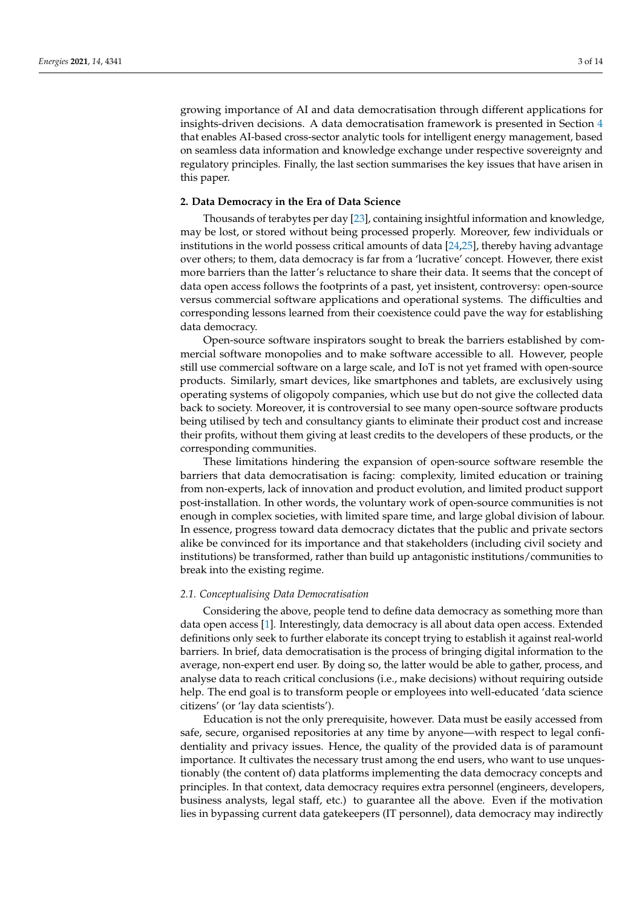growing importance of AI and data democratisation through different applications for insights-driven decisions. A data democratisation framework is presented in Section 4 that enables AI-based cross-sector analytic tools for intelligent energy management, based on seamless data information and knowledge exchange under respective sovereignty and regulatory principles. Finally, the last section summarises the key issues that have arisen in this paper.

## 2. Data Democracy in the Era of Data Science

Thousands of terabytes per day [23], containing insightful information and knowledge, may be lost, or stored without being processed properly. Moreover, few individuals or institutions in the world possess critical amounts of data [24,25], thereby having advantage over others; to them, data democracy is far from a 'lucrative' concept. However, there exist more barriers than the latter's reluctance to share their data. It seems that the concept of data open access follows the footprints of a past, yet insistent, controversy: open-source versus commercial software applications and operational systems. The difficulties and corresponding lessons learned from their coexistence could pave the way for establishing data democracy.

Open-source software inspirators sought to break the barriers established by commercial software monopolies and to make software accessible to all. However, people still use commercial software on a large scale, and IoT is not yet framed with open-source products. Similarly, smart devices, like smartphones and tablets, are exclusively using operating systems of oligopoly companies, which use but do not give the collected data back to society. Moreover, it is controversial to see many open-source software products being utilised by tech and consultancy giants to eliminate their product cost and increase their profits, without them giving at least credits to the developers of these products, or the corresponding communities.

These limitations hindering the expansion of open-source software resemble the barriers that data democratisation is facing: complexity, limited education or training from non-experts, lack of innovation and product evolution, and limited product support post-installation. In other words, the voluntary work of open-source communities is not enough in complex societies, with limited spare time, and large global division of labour. In essence, progress toward data democracy dictates that the public and private sectors alike be convinced for its importance and that stakeholders (including civil society and institutions) be transformed, rather than build up antagonistic institutions/communities to break into the existing regime.

### 2.1. Conceptualising Data Democratisation

Considering the above, people tend to define data democracy as something more than data open access [1]. Interestingly, data democracy is all about data open access. Extended definitions only seek to further elaborate its concept trying to establish it against real-world barriers. In brief, data democratisation is the process of bringing digital information to the average, non-expert end user. By doing so, the latter would be able to gather, process, and analyse data to reach critical conclusions (i.e., make decisions) without requiring outside help. The end goal is to transform people or employees into well-educated 'data science citizens' (or 'lay data scientists').

Education is not the only prerequisite, however. Data must be easily accessed from safe, secure, organised repositories at any time by anyone—with respect to legal confidentiality and privacy issues. Hence, the quality of the provided data is of paramount importance. It cultivates the necessary trust among the end users, who want to use unquestionably (the content of) data platforms implementing the data democracy concepts and principles. In that context, data democracy requires extra personnel (engineers, developers, business analysts, legal staff, etc.) to guarantee all the above. Even if the motivation lies in bypassing current data gatekeepers (IT personnel), data democracy may indirectly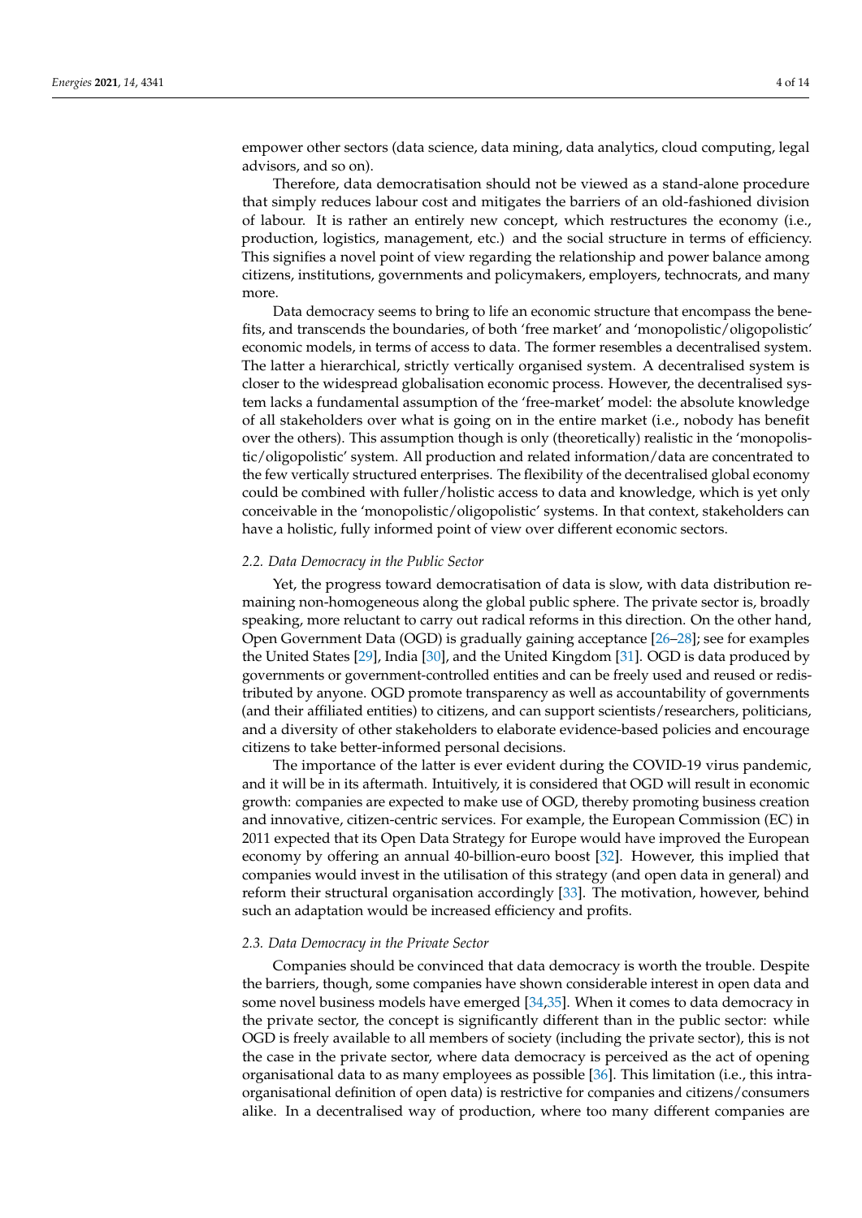empower other sectors (data science, data mining, data analytics, cloud computing, legal advisors, and so on).

Therefore, data democratisation should not be viewed as a stand-alone procedure that simply reduces labour cost and mitigates the barriers of an old-fashioned division of labour. It is rather an entirely new concept, which restructures the economy (i.e., production, logistics, management, etc.) and the social structure in terms of efficiency. This signifies a novel point of view regarding the relationship and power balance among citizens, institutions, governments and policymakers, employers, technocrats, and many more.

Data democracy seems to bring to life an economic structure that encompass the benefits, and transcends the boundaries, of both 'free market' and 'monopolistic/oligopolistic' economic models, in terms of access to data. The former resembles a decentralised system. The latter a hierarchical, strictly vertically organised system. A decentralised system is closer to the widespread globalisation economic process. However, the decentralised system lacks a fundamental assumption of the 'free-market' model: the absolute knowledge of all stakeholders over what is going on in the entire market (i.e., nobody has benefit over the others). This assumption though is only (theoretically) realistic in the 'monopolistic/oligopolistic' system. All production and related information/data are concentrated to the few vertically structured enterprises. The flexibility of the decentralised global economy could be combined with fuller/holistic access to data and knowledge, which is yet only conceivable in the 'monopolistic/oligopolistic' systems. In that context, stakeholders can have a holistic, fully informed point of view over different economic sectors.

### *2.2. Data Democracy in the Public Sector*

Yet, the progress toward democratisation of data is slow, with data distribution remaining non-homogeneous along the global public sphere. The private sector is, broadly speaking, more reluctant to carry out radical reforms in this direction. On the other hand, Open Government Data (OGD) is gradually gaining acceptance [26–28]; see for examples the United States [29], India [30], and the United Kingdom [31]. OGD is data produced by governments or government-controlled entities and can be freely used and reused or redistributed by anyone. OGD promote transparency as well as accountability of governments (and their affiliated entities) to citizens, and can support scientists/researchers, politicians, and a diversity of other stakeholders to elaborate evidence-based policies and encourage citizens to take better-informed personal decisions.

The importance of the latter is ever evident during the COVID-19 virus pandemic, and it will be in its aftermath. Intuitively, it is considered that OGD will result in economic growth: companies are expected to make use of OGD, thereby promoting business creation and innovative, citizen-centric services. For example, the European Commission (EC) in 2011 expected that its Open Data Strategy for Europe would have improved the European economy by offering an annual 40-billion-euro boost [32]. However, this implied that companies would invest in the utilisation of this strategy (and open data in general) and reform their structural organisation accordingly [33]. The motivation, however, behind such an adaptation would be increased efficiency and profits.

### *2.3. Data Democracy in the Private Sector*

Companies should be convinced that data democracy is worth the trouble. Despite the barriers, though, some companies have shown considerable interest in open data and some novel business models have emerged [34,35]. When it comes to data democracy in the private sector, the concept is significantly different than in the public sector: while OGD is freely available to all members of society (including the private sector), this is not the case in the private sector, where data democracy is perceived as the act of opening organisational data to as many employees as possible [36]. This limitation (i.e., this intra-organisational definition of open data) is restrictive for companies and citizens/consumers alike. In a decentralised way of production, where too many different companies are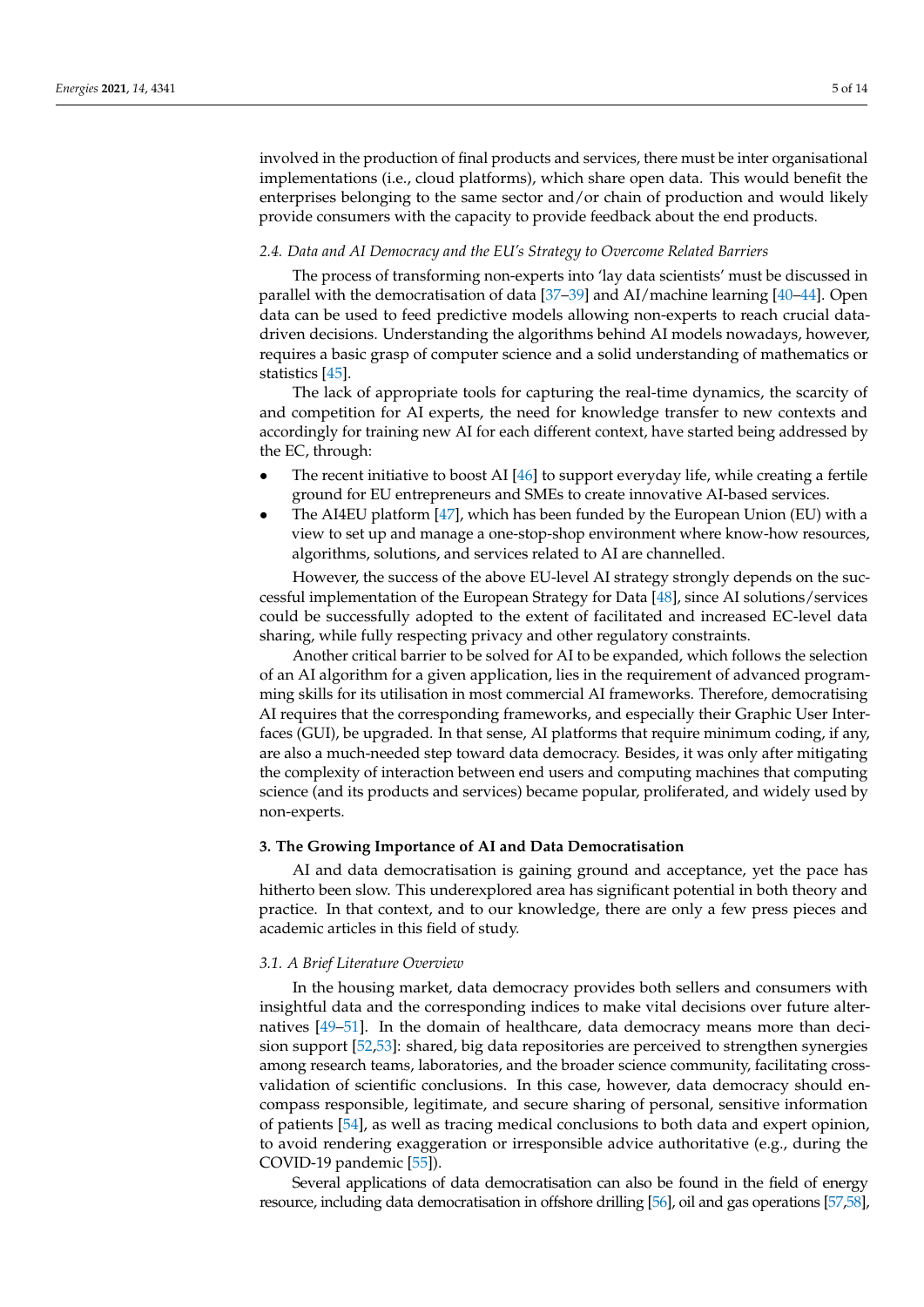involved in the production of final products and services, there must be inter organisational implementations (i.e., cloud platforms), which share open data. This would benefit the enterprises belonging to the same sector and/or chain of production and would likely provide consumers with the capacity to provide feedback about the end products.

### *2.4. Data and AI Democracy and the EU's Strategy to Overcome Related Barriers*

The process of transforming non-experts into 'lay data scientists' must be discussed in parallel with the democratisation of data [37–39] and AI/machine learning [40–44]. Open data can be used to feed predictive models allowing non-experts to reach crucial data-driven decisions. Understanding the algorithms behind AI models nowadays, however, requires a basic grasp of computer science and a solid understanding of mathematics or statistics [45].

The lack of appropriate tools for capturing the real-time dynamics, the scarcity of and competition for AI experts, the need for knowledge transfer to new contexts and accordingly for training new AI for each different context, have started being addressed by the EC, through:

- The recent initiative to boost AI [46] to support everyday life, while creating a fertile ground for EU entrepreneurs and SMEs to create innovative AI-based services.
- The AI4EU platform [47], which has been funded by the European Union (EU) with a view to set up and manage a one-stop-shop environment where know-how resources, algorithms, solutions, and services related to AI are channelled.

However, the success of the above EU-level AI strategy strongly depends on the successful implementation of the European Strategy for Data [48], since AI solutions/services could be successfully adopted to the extent of facilitated and increased EC-level data sharing, while fully respecting privacy and other regulatory constraints.

Another critical barrier to be solved for AI to be expanded, which follows the selection of an AI algorithm for a given application, lies in the requirement of advanced programming skills for its utilisation in most commercial AI frameworks. Therefore, democratising AI requires that the corresponding frameworks, and especially their Graphic User Interfaces (GUI), be upgraded. In that sense, AI platforms that require minimum coding, if any, are also a much-needed step toward data democracy. Besides, it was only after mitigating the complexity of interaction between end users and computing machines that computing science (and its products and services) became popular, proliferated, and widely used by non-experts.

## **3. The Growing Importance of AI and Data Democratisation**

AI and data democratisation is gaining ground and acceptance, yet the pace has hitherto been slow. This underexplored area has significant potential in both theory and practice. In that context, and to our knowledge, there are only a few press pieces and academic articles in this field of study.

### *3.1. A Brief Literature Overview*

In the housing market, data democracy provides both sellers and consumers with insightful data and the corresponding indices to make vital decisions over future alternatives [49–51]. In the domain of healthcare, data democracy means more than decision support [52,53]: shared, big data repositories are perceived to strengthen synergies among research teams, laboratories, and the broader science community, facilitating cross-validation of scientific conclusions. In this case, however, data democracy should encompass responsible, legitimate, and secure sharing of personal, sensitive information of patients [54], as well as tracing medical conclusions to both data and expert opinion, to avoid rendering exaggeration or irresponsible advice authoritative (e.g., during the COVID-19 pandemic [55]).

Several applications of data democratisation can also be found in the field of energy resource, including data democratisation in offshore drilling [56], oil and gas operations [57,58],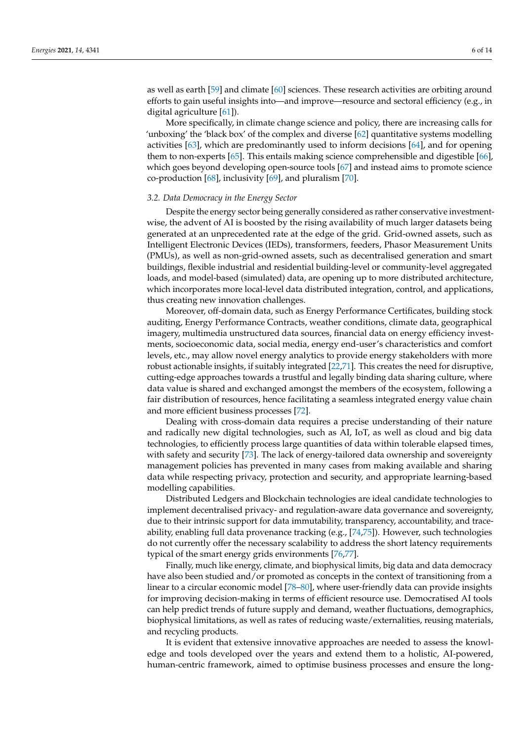as well as earth [59] and climate [60] sciences. These research activities are orbiting around efforts to gain useful insights into—and improve—resource and sectoral efficiency (e.g., in digital agriculture [61]).

More specifically, in climate change science and policy, there are increasing calls for 'unboxing' the 'black box' of the complex and diverse [62] quantitative systems modelling activities [63], which are predominantly used to inform decisions [64], and for opening them to non-experts [65]. This entails making science comprehensible and digestible [66], which goes beyond developing open-source tools [67] and instead aims to promote science co-production [68], inclusivity [69], and pluralism [70].

### *3.2. Data Democracy in the Energy Sector*

Despite the energy sector being generally considered as rather conservative investment-wise, the advent of AI is boosted by the rising availability of much larger datasets being generated at an unprecedented rate at the edge of the grid. Grid-owned assets, such as Intelligent Electronic Devices (IEDs), transformers, feeders, Phasor Measurement Units (PMUs), as well as non-grid-owned assets, such as decentralised generation and smart buildings, flexible industrial and residential building-level or community-level aggregated loads, and model-based (simulated) data, are opening up to more distributed architecture, which incorporates more local-level data distributed integration, control, and applications, thus creating new innovation challenges.

Moreover, off-domain data, such as Energy Performance Certificates, building stock auditing, Energy Performance Contracts, weather conditions, climate data, geographical imagery, multimedia unstructured data sources, financial data on energy efficiency investments, socioeconomic data, social media, energy end-user's characteristics and comfort levels, etc., may allow novel energy analytics to provide energy stakeholders with more robust actionable insights, if suitably integrated [22,71]. This creates the need for disruptive, cutting-edge approaches towards a trustful and legally binding data sharing culture, where data value is shared and exchanged amongst the members of the ecosystem, following a fair distribution of resources, hence facilitating a seamless integrated energy value chain and more efficient business processes [72].

Dealing with cross-domain data requires a precise understanding of their nature and radically new digital technologies, such as AI, IoT, as well as cloud and big data technologies, to efficiently process large quantities of data within tolerable elapsed times, with safety and security [73]. The lack of energy-tailored data ownership and sovereignty management policies has prevented in many cases from making available and sharing data while respecting privacy, protection and security, and appropriate learning-based modelling capabilities.

Distributed Ledgers and Blockchain technologies are ideal candidate technologies to implement decentralised privacy- and regulation-aware data governance and sovereignty, due to their intrinsic support for data immutability, transparency, accountability, and traceability, enabling full data provenance tracking (e.g., [74,75]). However, such technologies do not currently offer the necessary scalability to address the short latency requirements typical of the smart energy grids environments [76,77].

Finally, much like energy, climate, and biophysical limits, big data and data democracy have also been studied and/or promoted as concepts in the context of transitioning from a linear to a circular economic model [78–80], where user-friendly data can provide insights for improving decision-making in terms of efficient resource use. Democratised AI tools can help predict trends of future supply and demand, weather fluctuations, demographics, biophysical limitations, as well as rates of reducing waste/externalities, reusing materials, and recycling products.

It is evident that extensive innovative approaches are needed to assess the knowledge and tools developed over the years and extend them to a holistic, AI-powered, human-centric framework, aimed to optimise business processes and ensure the long-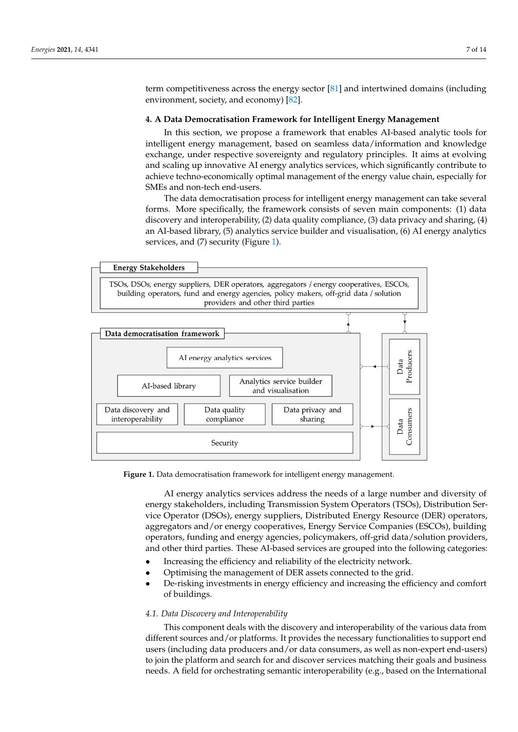term competitiveness across the energy sector [81] and intertwined domains (including environment, society, and economy) [82].

## 4. A Data Democratisation Framework for Intelligent Energy Management

In this section, we propose a framework that enables AI-based analytic tools for intelligent energy management, based on seamless data/information and knowledge exchange, under respective sovereignty and regulatory principles. It aims at evolving and scaling up innovative AI energy analytics services, which significantly contribute to achieve techno-economically optimal management of the energy value chain, especially for SMEs and non-tech end-users.

The data democratisation process for intelligent energy management can take several forms. More specifically, the framework consists of seven main components: (1) data discovery and interoperability, (2) data quality compliance, (3) data privacy and sharing, (4) an AI-based library, (5) analytics service builder and visualisation, (6) AI energy analytics services, and (7) security (Figure 1).

Energy Stakeholders

TSOs, DSOs, energy suppliers, DER operators, aggregators / energy cooperatives, ESCOs, building operators, fund and energy agencies, policy makers, off-grid data / solution providers and other third parties

Data democratisation framework

AI energy analytics services

AI-based library

Analytics service builder and visualisation

Data discovery and interoperability

Data quality compliance

Data privacy and sharing

Security

Data Producers

Data Consumers

**Figure 1.** Data democratisation framework for intelligent energy management.

AI energy analytics services address the needs of a large number and diversity of energy stakeholders, including Transmission System Operators (TSOs), Distribution Service Operator (DSOs), energy suppliers, Distributed Energy Resource (DER) operators, aggregators and/or energy cooperatives, Energy Service Companies (ESCOs), building operators, funding and energy agencies, policymakers, off-grid data/solution providers, and other third parties. These AI-based services are grouped into the following categories:

- Increasing the efficiency and reliability of the electricity network.
- Optimising the management of DER assets connected to the grid.
- De-risking investments in energy efficiency and increasing the efficiency and comfort of buildings.

### *4.1. Data Discovery and Interoperability*

This component deals with the discovery and interoperability of the various data from different sources and/or platforms. It provides the necessary functionalities to support end users (including data producers and/or data consumers, as well as non-expert end-users) to join the platform and search for and discover services matching their goals and business needs. A field for orchestrating semantic interoperability (e.g., based on the International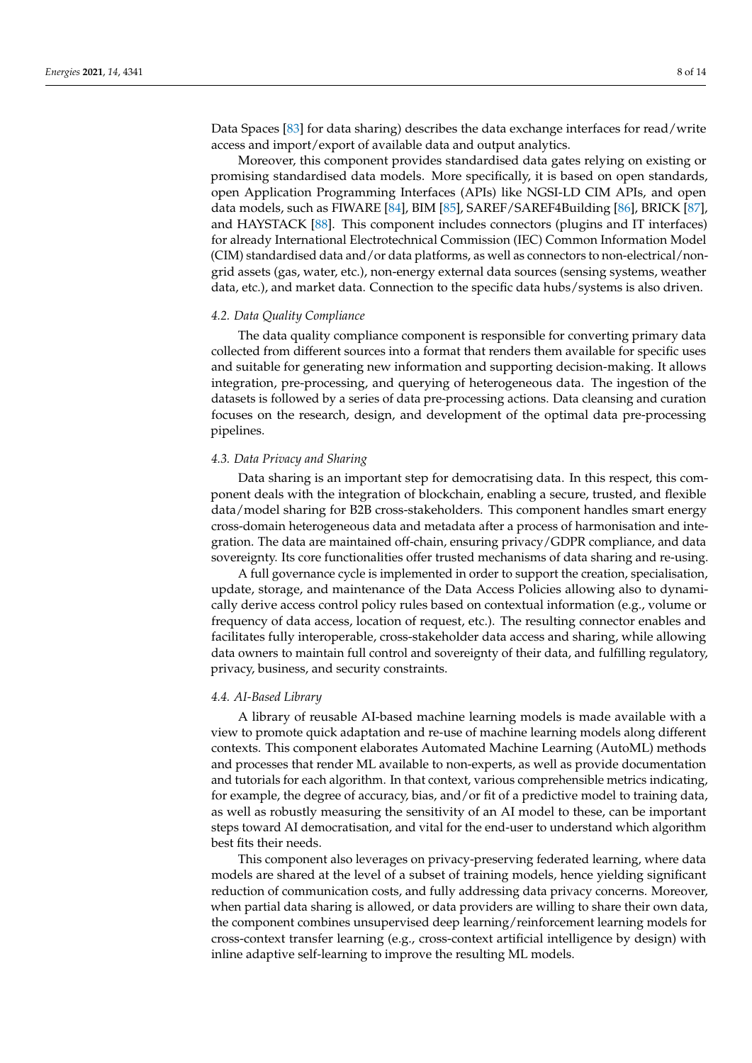Data Spaces [83] for data sharing) describes the data exchange interfaces for read/write access and import/export of available data and output analytics.

Moreover, this component provides standardised data gates relying on existing or promising standardised data models. More specifically, it is based on open standards, open Application Programming Interfaces (APIs) like NGSI-LD CIM APIs, and open data models, such as FIWARE [84], BIM [85], SAREF/SAREF4Building [86], BRICK [87], and HAYSTACK [88]. This component includes connectors (plugins and IT interfaces) for already International Electrotechnical Commission (IEC) Common Information Model (CIM) standardised data and/or data platforms, as well as connectors to non-electrical/non-grid assets (gas, water, etc.), non-energy external data sources (sensing systems, weather data, etc.), and market data. Connection to the specific data hubs/systems is also driven.

### *4.2. Data Quality Compliance*

The data quality compliance component is responsible for converting primary data collected from different sources into a format that renders them available for specific uses and suitable for generating new information and supporting decision-making. It allows integration, pre-processing, and querying of heterogeneous data. The ingestion of the datasets is followed by a series of data pre-processing actions. Data cleansing and curation focuses on the research, design, and development of the optimal data pre-processing pipelines.

### *4.3. Data Privacy and Sharing*

Data sharing is an important step for democratising data. In this respect, this component deals with the integration of blockchain, enabling a secure, trusted, and flexible data/model sharing for B2B cross-stakeholders. This component handles smart energy cross-domain heterogeneous data and metadata after a process of harmonisation and integration. The data are maintained off-chain, ensuring privacy/GDPR compliance, and data sovereignty. Its core functionalities offer trusted mechanisms of data sharing and re-using.

A full governance cycle is implemented in order to support the creation, specialisation, update, storage, and maintenance of the Data Access Policies allowing also to dynamically derive access control policy rules based on contextual information (e.g., volume or frequency of data access, location of request, etc.). The resulting connector enables and facilitates fully interoperable, cross-stakeholder data access and sharing, while allowing data owners to maintain full control and sovereignty of their data, and fulfilling regulatory, privacy, business, and security constraints.

### *4.4. AI-Based Library*

A library of reusable AI-based machine learning models is made available with a view to promote quick adaptation and re-use of machine learning models along different contexts. This component elaborates Automated Machine Learning (AutoML) methods and processes that render ML available to non-experts, as well as provide documentation and tutorials for each algorithm. In that context, various comprehensible metrics indicating, for example, the degree of accuracy, bias, and/or fit of a predictive model to training data, as well as robustly measuring the sensitivity of an AI model to these, can be important steps toward AI democratisation, and vital for the end-user to understand which algorithm best fits their needs.

This component also leverages on privacy-preserving federated learning, where data models are shared at the level of a subset of training models, hence yielding significant reduction of communication costs, and fully addressing data privacy concerns. Moreover, when partial data sharing is allowed, or data providers are willing to share their own data, the component combines unsupervised deep learning/reinforcement learning models for cross-context transfer learning (e.g., cross-context artificial intelligence by design) with inline adaptive self-learning to improve the resulting ML models.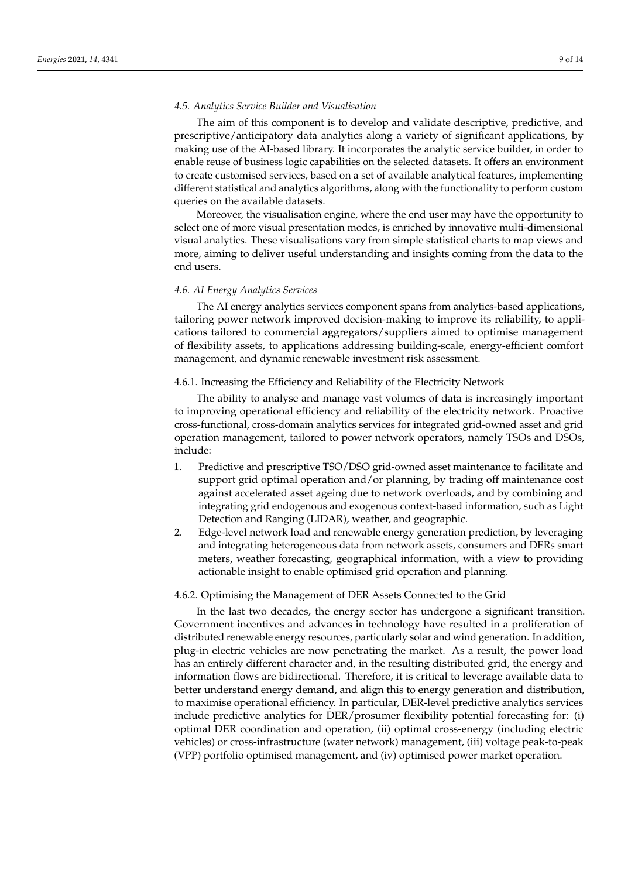### *4.5. Analytics Service Builder and Visualisation*

The aim of this component is to develop and validate descriptive, predictive, and prescriptive/anticipatory data analytics along a variety of significant applications, by making use of the AI-based library. It incorporates the analytic service builder, in order to enable reuse of business logic capabilities on the selected datasets. It offers an environment to create customised services, based on a set of available analytical features, implementing different statistical and analytics algorithms, along with the functionality to perform custom queries on the available datasets.

Moreover, the visualisation engine, where the end user may have the opportunity to select one of more visual presentation modes, is enriched by innovative multi-dimensional visual analytics. These visualisations vary from simple statistical charts to map views and more, aiming to deliver useful understanding and insights coming from the data to the end users.

### *4.6. AI Energy Analytics Services*

The AI energy analytics services component spans from analytics-based applications, tailoring power network improved decision-making to improve its reliability, to applications tailored to commercial aggregators/suppliers aimed to optimise management of flexibility assets, to applications addressing building-scale, energy-efficient comfort management, and dynamic renewable investment risk assessment.

#### 4.6.1. Increasing the Efficiency and Reliability of the Electricity Network

The ability to analyse and manage vast volumes of data is increasingly important to improving operational efficiency and reliability of the electricity network. Proactive cross-functional, cross-domain analytics services for integrated grid-owned asset and grid operation management, tailored to power network operators, namely TSOs and DSOs, include:

1. Predictive and prescriptive TSO/DSO grid-owned asset maintenance to facilitate and support grid optimal operation and/or planning, by trading off maintenance cost against accelerated asset ageing due to network overloads, and by combining and integrating grid endogenous and exogenous context-based information, such as Light Detection and Ranging (LIDAR), weather, and geographic.
2. Edge-level network load and renewable energy generation prediction, by leveraging and integrating heterogeneous data from network assets, consumers and DERs smart meters, weather forecasting, geographical information, with a view to providing actionable insight to enable optimised grid operation and planning.

#### 4.6.2. Optimising the Management of DER Assets Connected to the Grid

In the last two decades, the energy sector has undergone a significant transition. Government incentives and advances in technology have resulted in a proliferation of distributed renewable energy resources, particularly solar and wind generation. In addition, plug-in electric vehicles are now penetrating the market. As a result, the power load has an entirely different character and, in the resulting distributed grid, the energy and information flows are bidirectional. Therefore, it is critical to leverage available data to better understand energy demand, and align this to energy generation and distribution, to maximise operational efficiency. In particular, DER-level predictive analytics services include predictive analytics for DER/prosumer flexibility potential forecasting for: (i) optimal DER coordination and operation, (ii) optimal cross-energy (including electric vehicles) or cross-infrastructure (water network) management, (iii) voltage peak-to-peak (VPP) portfolio optimised management, and (iv) optimised power market operation.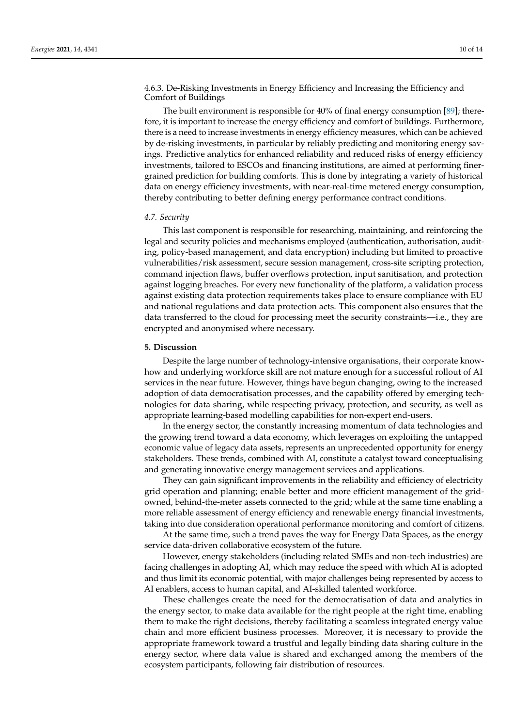#### 4.6.3. De-Risking Investments in Energy Efficiency and Increasing the Efficiency and Comfort of Buildings

The built environment is responsible for 40% of final energy consumption [89]; therefore, it is important to increase the energy efficiency and comfort of buildings. Furthermore, there is a need to increase investments in energy efficiency measures, which can be achieved by de-risking investments, in particular by reliably predicting and monitoring energy savings. Predictive analytics for enhanced reliability and reduced risks of energy efficiency investments, tailored to ESCOs and financing institutions, are aimed at performing finer-grained prediction for building comforts. This is done by integrating a variety of historical data on energy efficiency investments, with near-real-time metered energy consumption, thereby contributing to better defining energy performance contract conditions.

### *4.7. Security*

This last component is responsible for researching, maintaining, and reinforcing the legal and security policies and mechanisms employed (authentication, authorisation, auditing, policy-based management, and data encryption) including but limited to proactive vulnerabilities/risk assessment, secure session management, cross-site scripting protection, command injection flaws, buffer overflows protection, input sanitisation, and protection against logging breaches. For every new functionality of the platform, a validation process against existing data protection requirements takes place to ensure compliance with EU and national regulations and data protection acts. This component also ensures that the data transferred to the cloud for processing meet the security constraints—i.e., they are encrypted and anonymised where necessary.

## **5. Discussion**

Despite the large number of technology-intensive organisations, their corporate know-how and underlying workforce skill are not mature enough for a successful rollout of AI services in the near future. However, things have begun changing, owing to the increased adoption of data democratisation processes, and the capability offered by emerging technologies for data sharing, while respecting privacy, protection, and security, as well as appropriate learning-based modelling capabilities for non-expert end-users.

In the energy sector, the constantly increasing momentum of data technologies and the growing trend toward a data economy, which leverages on exploiting the untapped economic value of legacy data assets, represents an unprecedented opportunity for energy stakeholders. These trends, combined with AI, constitute a catalyst toward conceptualising and generating innovative energy management services and applications.

They can gain significant improvements in the reliability and efficiency of electricity grid operation and planning; enable better and more efficient management of the grid-owned, behind-the-meter assets connected to the grid; while at the same time enabling a more reliable assessment of energy efficiency and renewable energy financial investments, taking into due consideration operational performance monitoring and comfort of citizens.

At the same time, such a trend paves the way for Energy Data Spaces, as the energy service data-driven collaborative ecosystem of the future.

However, energy stakeholders (including related SMEs and non-tech industries) are facing challenges in adopting AI, which may reduce the speed with which AI is adopted and thus limit its economic potential, with major challenges being represented by access to AI enablers, access to human capital, and AI-skilled talented workforce.

These challenges create the need for the democratisation of data and analytics in the energy sector, to make data available for the right people at the right time, enabling them to make the right decisions, thereby facilitating a seamless integrated energy value chain and more efficient business processes. Moreover, it is necessary to provide the appropriate framework toward a trustful and legally binding data sharing culture in the energy sector, where data value is shared and exchanged among the members of the ecosystem participants, following fair distribution of resources.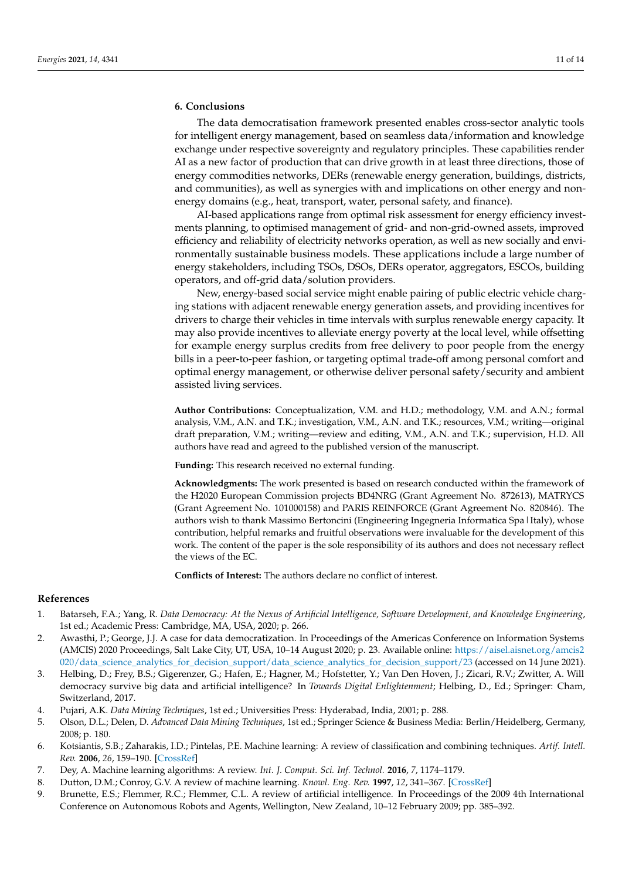## 6. Conclusions

The data democratisation framework presented enables cross-sector analytic tools for intelligent energy management, based on seamless data/information and knowledge exchange under respective sovereignty and regulatory principles. These capabilities render AI as a new factor of production that can drive growth in at least three directions, those of energy commodities networks, DERs (renewable energy generation, buildings, districts, and communities), as well as synergies with and implications on other energy and non-energy domains (e.g., heat, transport, water, personal safety, and finance).

AI-based applications range from optimal risk assessment for energy efficiency investments planning, to optimised management of grid- and non-grid-owned assets, improved efficiency and reliability of electricity networks operation, as well as new socially and environmentally sustainable business models. These applications include a large number of energy stakeholders, including TSOs, DSOs, DERs operator, aggregators, ESCOs, building operators, and off-grid data/solution providers.

New, energy-based social service might enable pairing of public electric vehicle charging stations with adjacent renewable energy generation assets, and providing incentives for drivers to charge their vehicles in time intervals with surplus renewable energy capacity. It may also provide incentives to alleviate energy poverty at the local level, while offsetting for example energy surplus credits from free delivery to poor people from the energy bills in a peer-to-peer fashion, or targeting optimal trade-off among personal comfort and optimal energy management, or otherwise deliver personal safety/security and ambient assisted living services.

**Author Contributions:** Conceptualization, V.M. and H.D.; methodology, V.M. and A.N.; formal analysis, V.M., A.N. and T.K.; investigation, V.M., A.N. and T.K.; resources, V.M.; writing—original draft preparation, V.M.; writing—review and editing, V.M., A.N. and T.K.; supervision, H.D. All authors have read and agreed to the published version of the manuscript.

**Funding:** This research received no external funding.

**Acknowledgments:** The work presented is based on research conducted within the framework of the H2020 European Commission projects BD4NRG (Grant Agreement No. 872613), MATRYCS (Grant Agreement No. 101000158) and PARIS REINFORCE (Grant Agreement No. 820846). The authors wish to thank Massimo Bertoncini (Engineering Ingegneria Informatica Spa | Italy), whose contribution, helpful remarks and fruitful observations were invaluable for the development of this work. The content of the paper is the sole responsibility of its authors and does not necessary reflect the views of the EC.

**Conflicts of Interest:** The authors declare no conflict of interest.

## References

1. Batarseh, F.A.; Yang, R. *Data Democracy: At the Nexus of Artificial Intelligence, Software Development, and Knowledge Engineering*, 1st ed.; Academic Press: Cambridge, MA, USA, 2020; p. 266.
2. Awasthi, P.; George, J.J. A case for data democratization. In Proceedings of the Americas Conference on Information Systems (AMCIS) 2020 Proceedings, Salt Lake City, UT, USA, 10–14 August 2020; p. 23. Available online: https://aisel.aisnet.org/amcis2020/data_science_analytics_for_decision_support/data_science_analytics_for_decision_support/23 (accessed on 14 June 2021).
3. Helbing, D.; Frey, B.S.; Gigerenzer, G.; Hafen, E.; Hagner, M.; Hofstetter, Y.; Van Den Hoven, J.; Zicari, R.V.; Zwitter, A. Will democracy survive big data and artificial intelligence? In *Towards Digital Enlightenment*; Helbing, D., Ed.; Springer: Cham, Switzerland, 2017.
4. Pujari, A.K. *Data Mining Techniques*, 1st ed.; Universities Press: Hyderabad, India, 2001; p. 288.
5. Olson, D.L.; Delen, D. *Advanced Data Mining Techniques*, 1st ed.; Springer Science & Business Media: Berlin/Heidelberg, Germany, 2008; p. 180.
6. Kotsiantis, S.B.; Zaharakis, I.D.; Pintelas, P.E. Machine learning: A review of classification and combining techniques. *Artif. Intell. Rev.* **2006**, *26*, 159–190. [CrossRef]
7. Dey, A. Machine learning algorithms: A review. *Int. J. Comput. Sci. Inf. Technol.* **2016**, *7*, 1174–1179.
8. Dutton, D.M.; Conroy, G.V. A review of machine learning. *Knowl. Eng. Rev.* **1997**, *12*, 341–367. [CrossRef]
9. Brunette, E.S.; Flemmer, R.C.; Flemmer, C.L. A review of artificial intelligence. In Proceedings of the 2009 4th International Conference on Autonomous Robots and Agents, Wellington, New Zealand, 10–12 February 2009; pp. 385–392.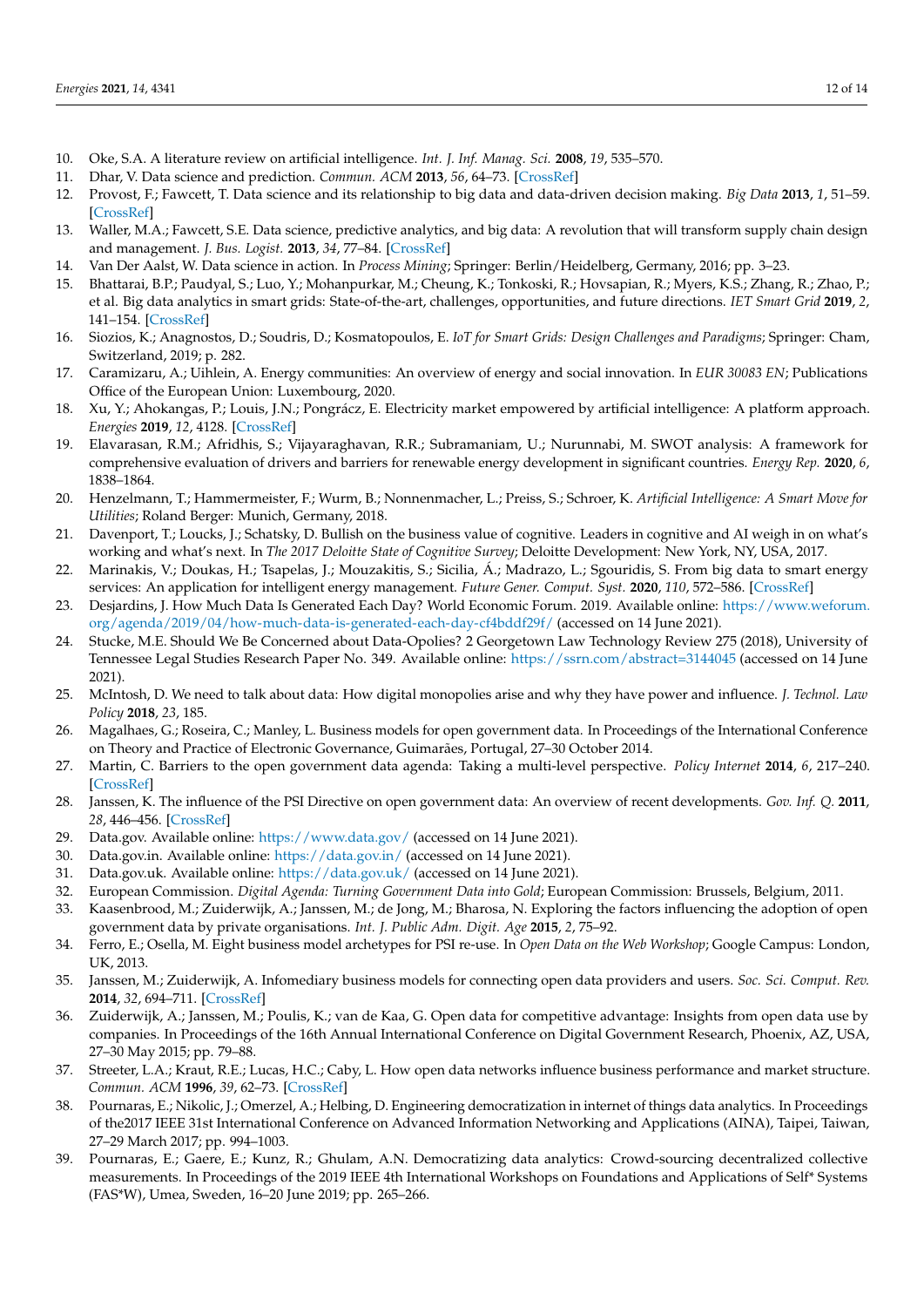10. Oke, S.A. A literature review on artificial intelligence. *Int. J. Inf. Manag. Sci.* **2008**, *19*, 535–570.
11. Dhar, V. Data science and prediction. *Commun. ACM* **2013**, *56*, 64–73. [CrossRef]
12. Provost, F.; Fawcett, T. Data science and its relationship to big data and data-driven decision making. *Big Data* **2013**, *1*, 51–59. [CrossRef]
13. Waller, M.A.; Fawcett, S.E. Data science, predictive analytics, and big data: A revolution that will transform supply chain design and management. *J. Bus. Logist.* **2013**, *34*, 77–84. [CrossRef]
14. Van Der Aalst, W. Data science in action. In *Process Mining*; Springer: Berlin/Heidelberg, Germany, 2016; pp. 3–23.
15. Bhattarai, B.P.; Paudyal, S.; Luo, Y.; Mohanpurkar, M.; Cheung, K.; Tonkoski, R.; Hovsapian, R.; Myers, K.S.; Zhang, R.; Zhao, P.; et al. Big data analytics in smart grids: State-of-the-art, challenges, opportunities, and future directions. *IET Smart Grid* **2019**, *2*, 141–154. [CrossRef]
16. Siozios, K.; Anagnostos, D.; Soudris, D.; Kosmatopoulos, E. *IoT for Smart Grids: Design Challenges and Paradigms*; Springer: Cham, Switzerland, 2019; p. 282.
17. Caramizaru, A.; Uihlein, A. Energy communities: An overview of energy and social innovation. In *EUR 30083 EN*; Publications Office of the European Union: Luxembourg, 2020.
18. Xu, Y.; Ahokangas, P.; Louis, J.N.; Pongrácz, E. Electricity market empowered by artificial intelligence: A platform approach. *Energies* **2019**, *12*, 4128. [CrossRef]
19. Elavarasan, R.M.; Afridhis, S.; Vijayaraghavan, R.R.; Subramaniam, U.; Nurunnabi, M. SWOT analysis: A framework for comprehensive evaluation of drivers and barriers for renewable energy development in significant countries. *Energy Rep.* **2020**, *6*, 1838–1864.
20. Henzelmann, T.; Hammermeister, F.; Wurm, B.; Nonnenmacher, L.; Preiss, S.; Schroer, K. *Artificial Intelligence: A Smart Move for Utilities*; Roland Berger: Munich, Germany, 2018.
21. Davenport, T.; Loucks, J.; Schatsky, D. Bullish on the business value of cognitive. Leaders in cognitive and AI weigh in on what's working and what's next. In *The 2017 Deloitte State of Cognitive Survey*; Deloitte Development: New York, NY, USA, 2017.
22. Marinakis, V.; Doukas, H.; Tsapelas, J.; Mouzakitis, S.; Sicilia, Á.; Madrazo, L.; Sgouridis, S. From big data to smart energy services: An application for intelligent energy management. *Future Gener. Comput. Syst.* **2020**, *110*, 572–586. [CrossRef]
23. Desjardins, J. How Much Data Is Generated Each Day? World Economic Forum. 2019. Available online: https://www.weforum.org/agenda/2019/04/how-much-data-is-generated-each-day-cf4bddf29f/ (accessed on 14 June 2021).
24. Stucke, M.E. Should We Be Concerned about Data-Opolies? 2 Georgetown Law Technology Review 275 (2018), University of Tennessee Legal Studies Research Paper No. 349. Available online: https://ssrn.com/abstract=3144045 (accessed on 14 June 2021).
25. McIntosh, D. We need to talk about data: How digital monopolies arise and why they have power and influence. *J. Technol. Law Policy* **2018**, *23*, 185.
26. Magalhaes, G.; Roseira, C.; Manley, L. Business models for open government data. In Proceedings of the International Conference on Theory and Practice of Electronic Governance, Guimarães, Portugal, 27–30 October 2014.
27. Martin, C. Barriers to the open government data agenda: Taking a multi-level perspective. *Policy Internet* **2014**, *6*, 217–240. [CrossRef]
28. Janssen, K. The influence of the PSI Directive on open government data: An overview of recent developments. *Gov. Inf. Q.* **2011**, *28*, 446–456. [CrossRef]
29. Data.gov. Available online: https://www.data.gov/ (accessed on 14 June 2021).
30. Data.gov.in. Available online: https://data.gov.in/ (accessed on 14 June 2021).
31. Data.gov.uk. Available online: https://data.gov.uk/ (accessed on 14 June 2021).
32. European Commission. *Digital Agenda: Turning Government Data into Gold*; European Commission: Brussels, Belgium, 2011.
33. Kaasenbrood, M.; Zuiderwijk, A.; Janssen, M.; de Jong, M.; Bharosa, N. Exploring the factors influencing the adoption of open government data by private organisations. *Int. J. Public Adm. Digit. Age* **2015**, *2*, 75–92.
34. Ferro, E.; Osella, M. Eight business model archetypes for PSI re-use. In *Open Data on the Web Workshop*; Google Campus: London, UK, 2013.
35. Janssen, M.; Zuiderwijk, A. Infomediary business models for connecting open data providers and users. *Soc. Sci. Comput. Rev.* **2014**, *32*, 694–711. [CrossRef]
36. Zuiderwijk, A.; Janssen, M.; Poulis, K.; van de Kaa, G. Open data for competitive advantage: Insights from open data use by companies. In Proceedings of the 16th Annual International Conference on Digital Government Research, Phoenix, AZ, USA, 27–30 May 2015; pp. 79–88.
37. Streeter, L.A.; Kraut, R.E.; Lucas, H.C.; Caby, L. How open data networks influence business performance and market structure. *Commun. ACM* **1996**, *39*, 62–73. [CrossRef]
38. Pournaras, E.; Nikolic, J.; Omerzel, A.; Helbing, D. Engineering democratization in internet of things data analytics. In Proceedings of the2017 IEEE 31st International Conference on Advanced Information Networking and Applications (AINA), Taipei, Taiwan, 27–29 March 2017; pp. 994–1003.
39. Pournaras, E.; Gaere, E.; Kunz, R.; Ghulam, A.N. Democratizing data analytics: Crowd-sourcing decentralized collective measurements. In Proceedings of the 2019 IEEE 4th International Workshops on Foundations and Applications of Self* Systems (FAS*W), Umea, Sweden, 16–20 June 2019; pp. 265–266.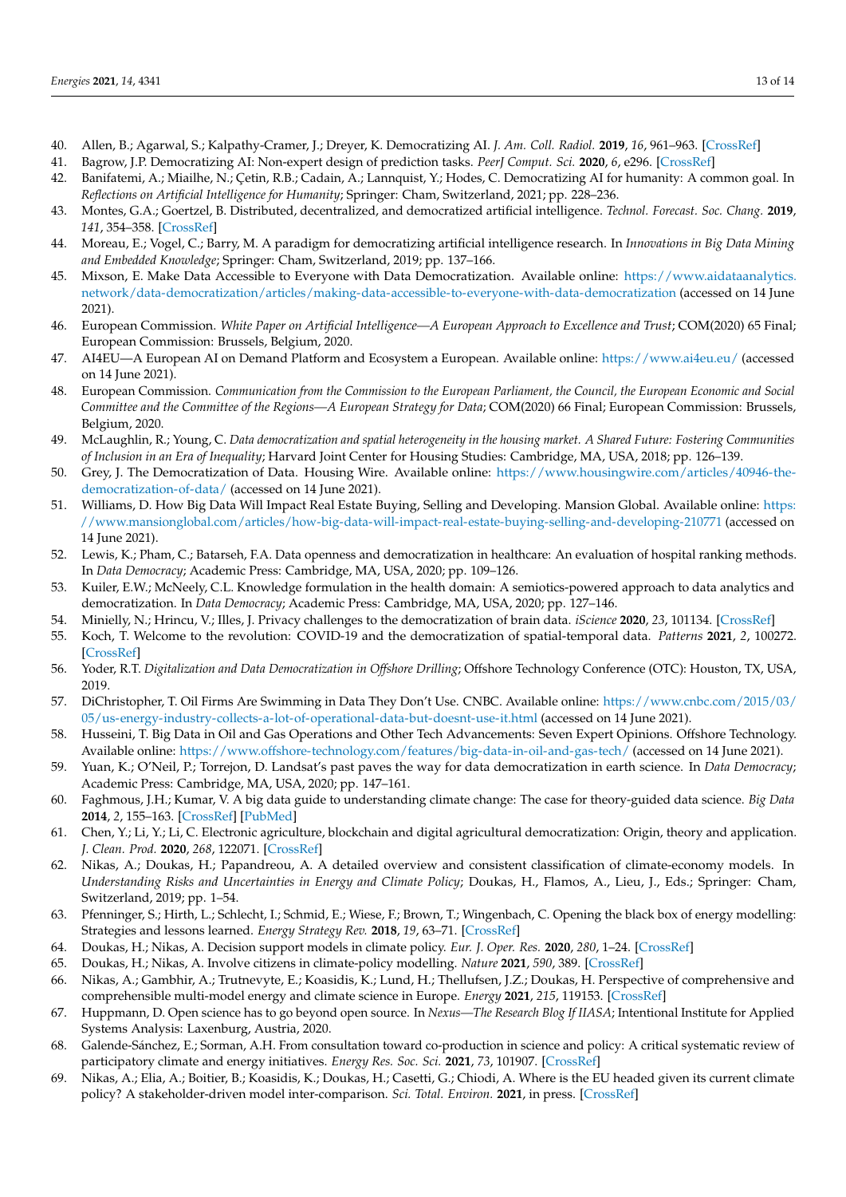40. Allen, B.; Agarwal, S.; Kalpathy-Cramer, J.; Dreyer, K. Democratizing AI. *J. Am. Coll. Radiol.* **2019**, *16*, 961–963. [CrossRef]
41. Bagrow, J.P. Democratizing AI: Non-expert design of prediction tasks. *PeerJ Comput. Sci.* **2020**, *6*, e296. [CrossRef]
42. Banifatemi, A.; Miailhe, N.; Çetin, R.B.; Cadain, A.; Lannquist, Y.; Hodes, C. Democratizing AI for humanity: A common goal. In *Reflections on Artificial Intelligence for Humanity*; Springer: Cham, Switzerland, 2021; pp. 228–236.
43. Montes, G.A.; Goertzel, B. Distributed, decentralized, and democratized artificial intelligence. *Technol. Forecast. Soc. Chang.* **2019**, *141*, 354–358. [CrossRef]
44. Moreau, E.; Vogel, C.; Barry, M. A paradigm for democratizing artificial intelligence research. In *Innovations in Big Data Mining and Embedded Knowledge*; Springer: Cham, Switzerland, 2019; pp. 137–166.
45. Mixson, E. Make Data Accessible to Everyone with Data Democratization. Available online: https://www.aidataanalytics.network/data-democratization/articles/making-data-accessible-to-everyone-with-data-democratization (accessed on 14 June 2021).
46. European Commission. *White Paper on Artificial Intelligence—A European Approach to Excellence and Trust*; COM(2020) 65 Final; European Commission: Brussels, Belgium, 2020.
47. AI4EU—A European AI on Demand Platform and Ecosystem a European. Available online: https://www.ai4eu.eu/ (accessed on 14 June 2021).
48. European Commission. *Communication from the Commission to the European Parliament, the Council, the European Economic and Social Committee and the Committee of the Regions—A European Strategy for Data*; COM(2020) 66 Final; European Commission: Brussels, Belgium, 2020.
49. McLaughlin, R.; Young, C. *Data democratization and spatial heterogeneity in the housing market. A Shared Future: Fostering Communities of Inclusion in an Era of Inequality*; Harvard Joint Center for Housing Studies: Cambridge, MA, USA, 2018; pp. 126–139.
50. Grey, J. The Democratization of Data. Housing Wire. Available online: https://www.housingwire.com/articles/40946-the-democratization-of-data/ (accessed on 14 June 2021).
51. Williams, D. How Big Data Will Impact Real Estate Buying, Selling and Developing. Mansion Global. Available online: https://www.mansionglobal.com/articles/how-big-data-will-impact-real-estate-buying-selling-and-developing-210771 (accessed on 14 June 2021).
52. Lewis, K.; Pham, C.; Batarseh, F.A. Data openness and democratization in healthcare: An evaluation of hospital ranking methods. In *Data Democracy*; Academic Press: Cambridge, MA, USA, 2020; pp. 109–126.
53. Kuiler, E.W.; McNeely, C.L. Knowledge formulation in the health domain: A semiotics-powered approach to data analytics and democratization. In *Data Democracy*; Academic Press: Cambridge, MA, USA, 2020; pp. 127–146.
54. Minielly, N.; Hrincu, V.; Illes, J. Privacy challenges to the democratization of brain data. *iScience* **2020**, *23*, 101134. [CrossRef]
55. Koch, T. Welcome to the revolution: COVID-19 and the democratization of spatial-temporal data. *Patterns* **2021**, *2*, 100272. [CrossRef]
56. Yoder, R.T. *Digitalization and Data Democratization in Offshore Drilling*; Offshore Technology Conference (OTC): Houston, TX, USA, 2019.
57. DiChristopher, T. Oil Firms Are Swimming in Data They Don't Use. CNBC. Available online: https://www.cnbc.com/2015/03/05/us-energy-industry-collects-a-lot-of-operational-data-but-doesnt-use-it.html (accessed on 14 June 2021).
58. Husseini, T. Big Data in Oil and Gas Operations and Other Tech Advancements: Seven Expert Opinions. Offshore Technology. Available online: https://www.offshore-technology.com/features/big-data-in-oil-and-gas-tech/ (accessed on 14 June 2021).
59. Yuan, K.; O'Neil, P.; Torrejon, D. Landsat's past paves the way for data democratization in earth science. In *Data Democracy*; Academic Press: Cambridge, MA, USA, 2020; pp. 147–161.
60. Faghmous, J.H.; Kumar, V. A big data guide to understanding climate change: The case for theory-guided data science. *Big Data* **2014**, *2*, 155–163. [CrossRef] [PubMed]
61. Chen, Y.; Li, Y.; Li, C. Electronic agriculture, blockchain and digital agricultural democratization: Origin, theory and application. *J. Clean. Prod.* **2020**, *268*, 122071. [CrossRef]
62. Nikas, A.; Doukas, H.; Papandreou, A. A detailed overview and consistent classification of climate-economy models. In *Understanding Risks and Uncertainties in Energy and Climate Policy*; Doukas, H., Flamos, A., Lieu, J., Eds.; Springer: Cham, Switzerland, 2019; pp. 1–54.
63. Pfenninger, S.; Hirth, L.; Schlecht, I.; Schmid, E.; Wiese, F.; Brown, T.; Wingenbach, C. Opening the black box of energy modelling: Strategies and lessons learned. *Energy Strategy Rev.* **2018**, *19*, 63–71. [CrossRef]
64. Doukas, H.; Nikas, A. Decision support models in climate policy. *Eur. J. Oper. Res.* **2020**, *280*, 1–24. [CrossRef]
65. Doukas, H.; Nikas, A. Involve citizens in climate-policy modelling. *Nature* **2021**, *590*, 389. [CrossRef]
66. Nikas, A.; Gambhir, A.; Trutnevyte, E.; Koasidis, K.; Lund, H.; Thellufsen, J.Z.; Doukas, H. Perspective of comprehensive and comprehensible multi-model energy and climate science in Europe. *Energy* **2021**, *215*, 119153. [CrossRef]
67. Huppmann, D. Open science has to go beyond open source. In *Nexus—The Research Blog If IIASA*; Intentional Institute for Applied Systems Analysis: Laxenburg, Austria, 2020.
68. Galende-Sánchez, E.; Sorman, A.H. From consultation toward co-production in science and policy: A critical systematic review of participatory climate and energy initiatives. *Energy Res. Soc. Sci.* **2021**, *73*, 101907. [CrossRef]
69. Nikas, A.; Elia, A.; Boitier, B.; Koasidis, K.; Doukas, H.; Casetti, G.; Chiodi, A. Where is the EU headed given its current climate policy? A stakeholder-driven model inter-comparison. *Sci. Total. Environ.* **2021**, in press. [CrossRef]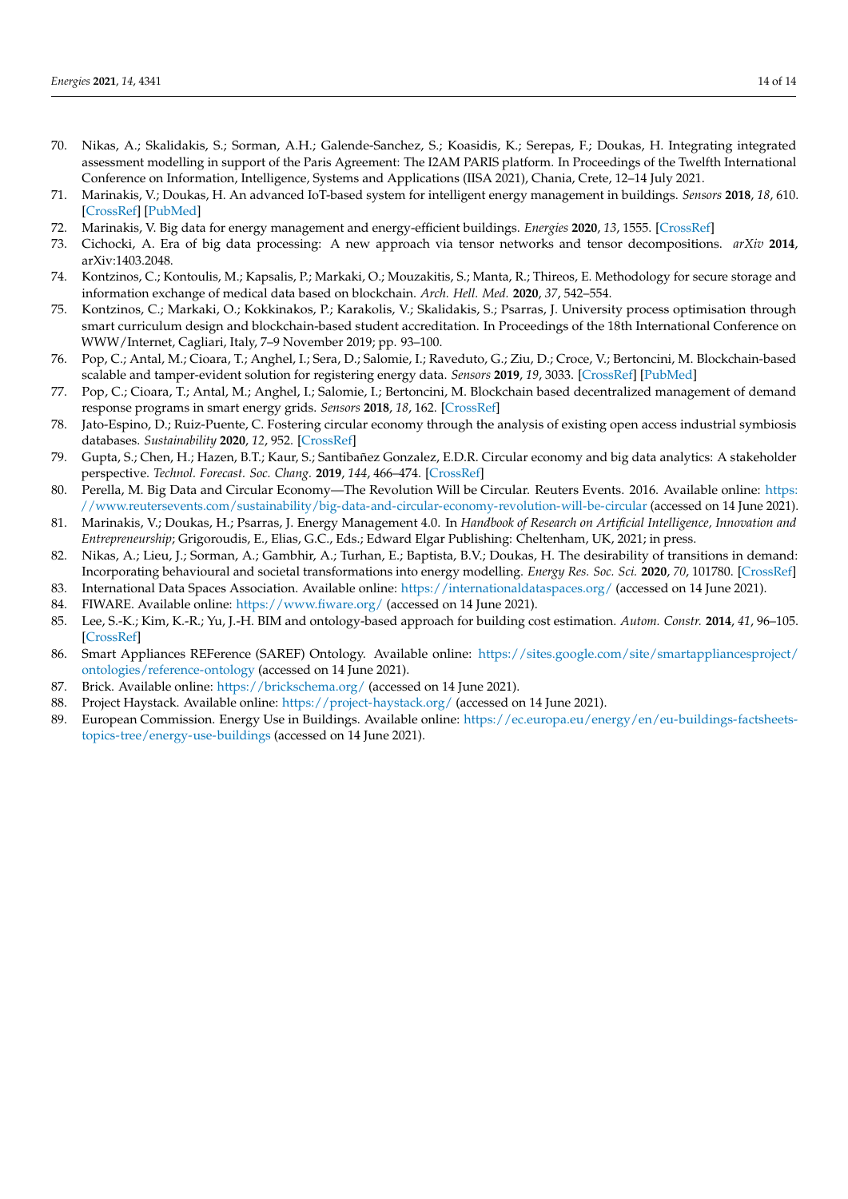70. Nikas, A.; Skalidakis, S.; Sorman, A.H.; Galende-Sanchez, S.; Koasidis, K.; Serepas, F.; Doukas, H. Integrating integrated assessment modelling in support of the Paris Agreement: The I2AM PARIS platform. In Proceedings of the Twelfth International Conference on Information, Intelligence, Systems and Applications (IISA 2021), Chania, Crete, 12–14 July 2021.
71. Marinakis, V.; Doukas, H. An advanced IoT-based system for intelligent energy management in buildings. *Sensors* **2018**, *18*, 610. [CrossRef] [PubMed]
72. Marinakis, V. Big data for energy management and energy-efficient buildings. *Energies* **2020**, *13*, 1555. [CrossRef]
73. Cichocki, A. Era of big data processing: A new approach via tensor networks and tensor decompositions. *arXiv* **2014**, arXiv:1403.2048.
74. Kontzinos, C.; Kontoulis, M.; Kapsalis, P.; Markaki, O.; Mouzakitis, S.; Manta, R.; Thireos, E. Methodology for secure storage and information exchange of medical data based on blockchain. *Arch. Hell. Med.* **2020**, *37*, 542–554.
75. Kontzinos, C.; Markaki, O.; Kokkinakos, P.; Karakolis, V.; Skalidakis, S.; Psarras, J. University process optimisation through smart curriculum design and blockchain-based student accreditation. In Proceedings of the 18th International Conference on WWW/Internet, Cagliari, Italy, 7–9 November 2019; pp. 93–100.
76. Pop, C.; Antal, M.; Cioara, T.; Anghel, I.; Sera, D.; Salomie, I.; Raveduto, G.; Ziu, D.; Croce, V.; Bertoncini, M. Blockchain-based scalable and tamper-evident solution for registering energy data. *Sensors* **2019**, *19*, 3033. [CrossRef] [PubMed]
77. Pop, C.; Cioara, T.; Antal, M.; Anghel, I.; Salomie, I.; Bertoncini, M. Blockchain based decentralized management of demand response programs in smart energy grids. *Sensors* **2018**, *18*, 162. [CrossRef]
78. Jato-Espino, D.; Ruiz-Puente, C. Fostering circular economy through the analysis of existing open access industrial symbiosis databases. *Sustainability* **2020**, *12*, 952. [CrossRef]
79. Gupta, S.; Chen, H.; Hazen, B.T.; Kaur, S.; Santibañez Gonzalez, E.D.R. Circular economy and big data analytics: A stakeholder perspective. *Technol. Forecast. Soc. Chang.* **2019**, *144*, 466–474. [CrossRef]
80. Perella, M. Big Data and Circular Economy—The Revolution Will be Circular. Reuters Events. 2016. Available online: https://www.reutersevents.com/sustainability/big-data-and-circular-economy-revolution-will-be-circular (accessed on 14 June 2021).
81. Marinakis, V.; Doukas, H.; Psarras, J. Energy Management 4.0. In *Handbook of Research on Artificial Intelligence, Innovation and Entrepreneurship*; Grigoroudis, E., Elias, G.C., Eds.; Edward Elgar Publishing: Cheltenham, UK, 2021; in press.
82. Nikas, A.; Lieu, J.; Sorman, A.; Gambhir, A.; Turhan, E.; Baptista, B.V.; Doukas, H. The desirability of transitions in demand: Incorporating behavioural and societal transformations into energy modelling. *Energy Res. Soc. Sci.* **2020**, *70*, 101780. [CrossRef]
83. International Data Spaces Association. Available online: https://internationaldataspaces.org/ (accessed on 14 June 2021).
84. FIWARE. Available online: https://www.fiware.org/ (accessed on 14 June 2021).
85. Lee, S.-K.; Kim, K.-R.; Yu, J.-H. BIM and ontology-based approach for building cost estimation. *Autom. Constr.* **2014**, *41*, 96–105. [CrossRef]
86. Smart Appliances REFerence (SAREF) Ontology. Available online: https://sites.google.com/site/smartappliancesproject/ontologies/reference-ontology (accessed on 14 June 2021).
87. Brick. Available online: https://brickschema.org/ (accessed on 14 June 2021).
88. Project Haystack. Available online: https://project-haystack.org/ (accessed on 14 June 2021).
89. European Commission. Energy Use in Buildings. Available online: https://ec.europa.eu/energy/en/eu-buildings-factsheets-topics-tree/energy-use-buildings (accessed on 14 June 2021).